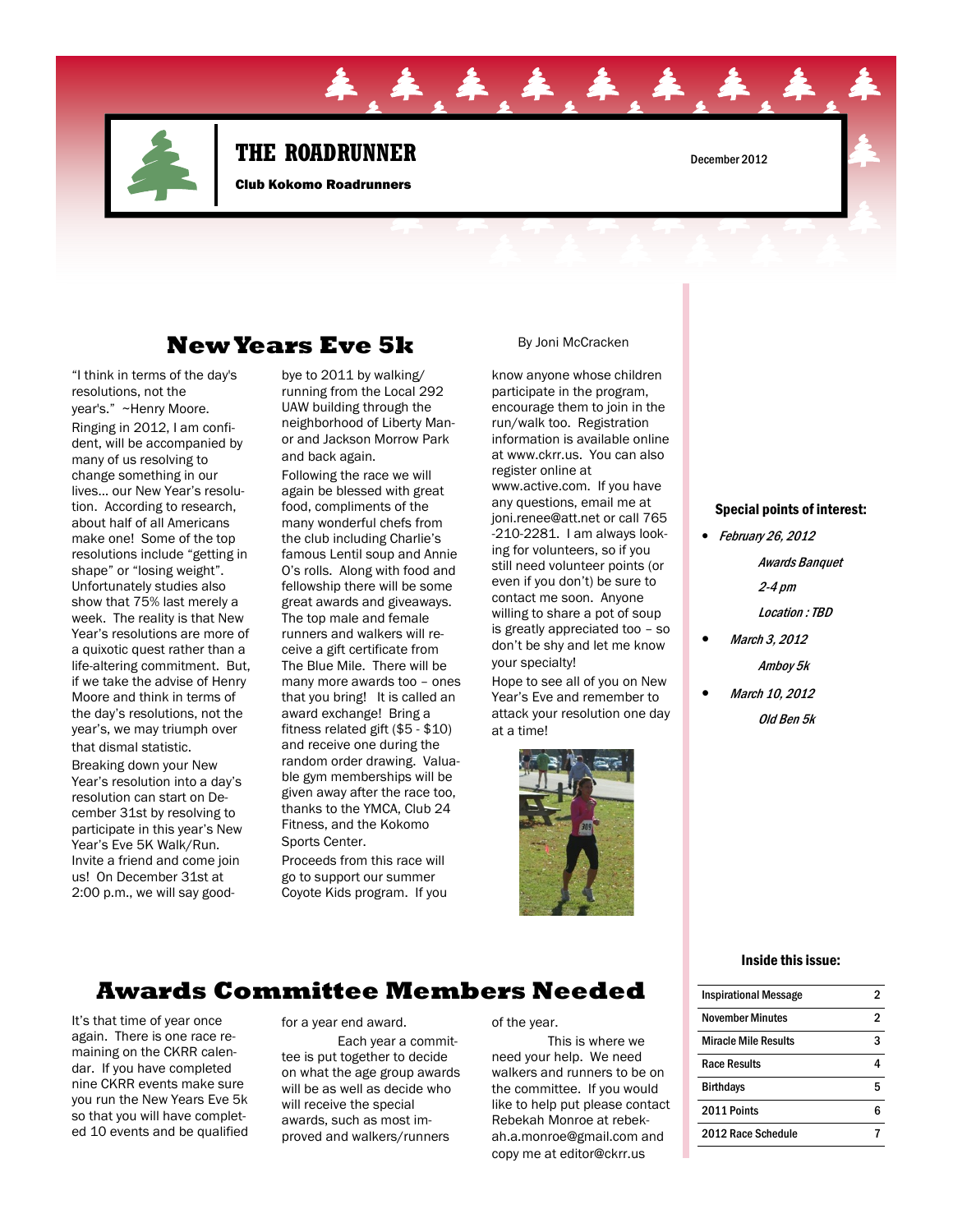# THE ROADRUNNER

**Club Kokomo Roadrunners**

December 2012

## New Years Eve 5k

By Joni McCracken

"I think in terms of the day's resolutions, not the year's." ~Henry Moore.

Ringing in 2012, I am confident, will be accompanied by many of us resolving to change something in our lives… our New Year's resolution. According to research, about half of all Americans make one! Some of the top resolutions include "getting in shape" or "losing weight". Unfortunately studies also show that 75% last merely a week. The reality is that New Year's resolutions are more of a quixotic quest rather than a life-altering commitment. But, if we take the advise of Henry Moore and think in terms of the day's resolutions, not the year's, we may triumph over that dismal statistic.

Breaking down your New Year's resolution into a day's resolution can start on December 31st by resolving to participate in this year's New Year's Eve 5K Walk/Run. Invite a friend and come join us! On December 31st at 2:00 p.m., we will say goodbye to 2011 by walking/running from the Local 292 UAW building through the neighborhood of Liberty Manor and Jackson Morrow Park and back again.

Following the race we will again be blessed with great food, compliments of the many wonderful chefs from the club including Charlie's famous Lentil soup and Annie O's rolls. Along with food and fellowship there will be some great awards and giveaways. The top male and female runners and walkers will receive a gift certificate from The Blue Mile. There will be many more awards too – ones that you bring! It is called an award exchange! Bring a fitness related gift ($5 - $10) and receive one during the random order drawing. Valuable gym memberships will be given away after the race too, thanks to the YMCA, Club 24 Fitness, and the Kokomo Sports Center.

Proceeds from this race will go to support our summer Coyote Kids program. If you know anyone whose children participate in the program, encourage them to join in the run/walk too. Registration information is available online at www.ckrr.us. You can also register online at www.active.com. If you have any questions, email me at joni.renee@att.net or call 765-210-2281. I am always looking for volunteers, so if you still need volunteer points (or even if you don't) be sure to contact me soon. Anyone willing to share a pot of soup is greatly appreciated too – so don't be shy and let me know your specialty!

Hope to see all of you on New Year's Eve and remember to attack your resolution one day at a time!

## Awards Committee Members Needed

It's that time of year once again. There is one race remaining on the CKRR calendar. If you have completed nine CKRR events make sure you run the New Years Eve 5k so that you will have completed 10 events and be qualified for a year end award.

Each year a committee is put together to decide on what the age group awards will be as well as decide who will receive the special awards, such as most improved and walkers/runners of the year.

This is where we need your help. We need walkers and runners to be on the committee. If you would like to help put please contact Rebekah Monroe at rebekah.a.monroe@gmail.com and copy me at editor@ckrr.us

### Special points of interest:

- *February 26, 2012*
  *Awards Banquet*
  *2-4 pm*
  *Location : TBD*
- *March 3, 2012*
  *Amboy 5k*
- *March 10, 2012*
  *Old Ben 5k*

### Inside this issue:

| | |
|---|---|
| Inspirational Message | 2 |
| November Minutes | 2 |
| Miracle Mile Results | 3 |
| Race Results | 4 |
| Birthdays | 5 |
| 2011 Points | 6 |
| 2012 Race Schedule | 7 |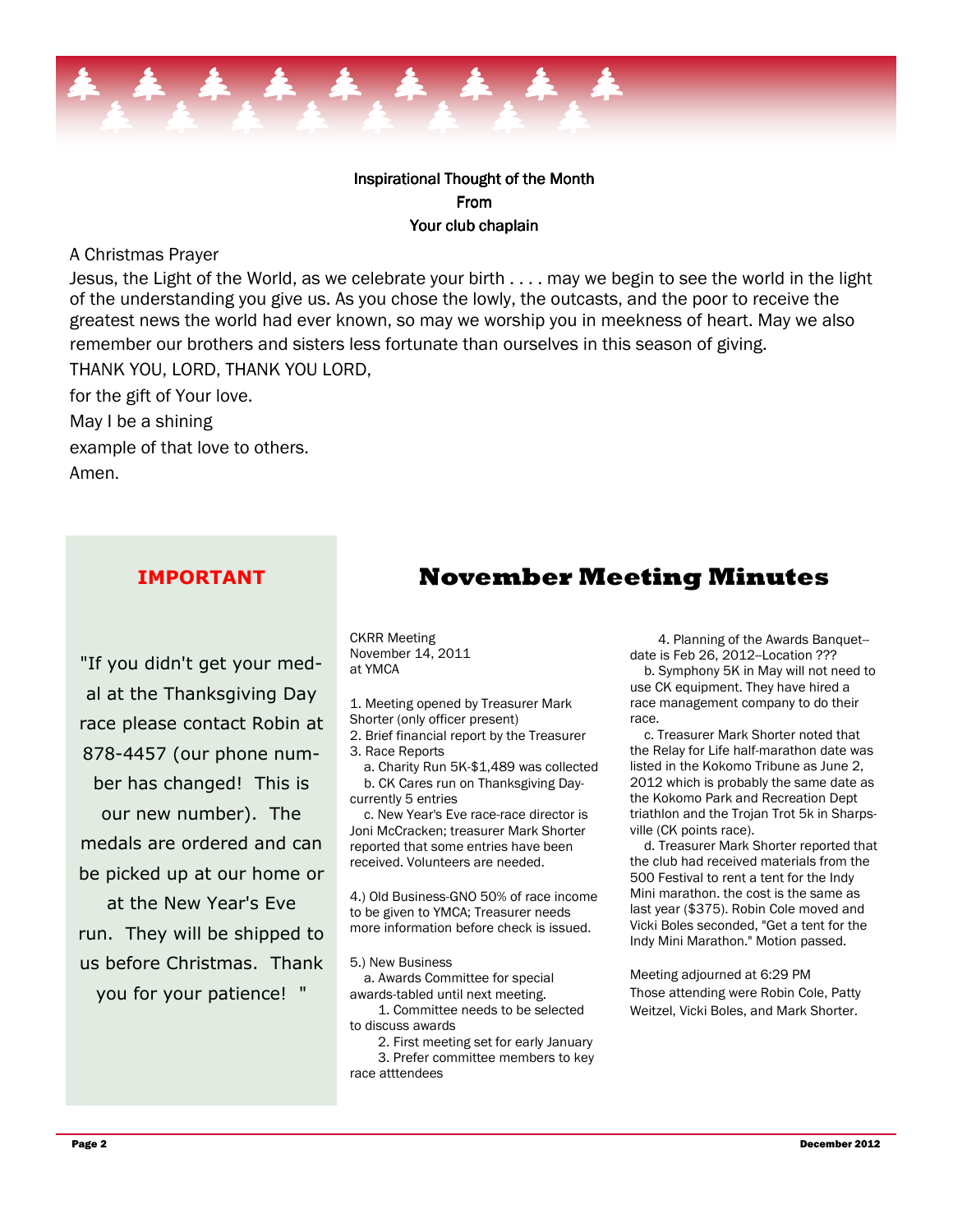Inspirational Thought of the Month
From
Your club chaplain

A Christmas Prayer

Jesus, the Light of the World, as we celebrate your birth . . . . may we begin to see the world in the light of the understanding you give us. As you chose the lowly, the outcasts, and the poor to receive the greatest news the world had ever known, so may we worship you in meekness of heart. May we also remember our brothers and sisters less fortunate than ourselves in this season of giving.

THANK YOU, LORD, THANK YOU LORD,

for the gift of Your love.

May I be a shining

example of that love to others.

Amen.

## IMPORTANT

"If you didn't get your medal at the Thanksgiving Day race please contact Robin at 878-4457 (our phone number has changed! This is our new number). The medals are ordered and can be picked up at our home or at the New Year's Eve run. They will be shipped to us before Christmas. Thank you for your patience! "

# November Meeting Minutes

CKRR Meeting
November 14, 2011
at YMCA

1. Meeting opened by Treasurer Mark Shorter (only officer present)
2. Brief financial report by the Treasurer
3. Race Reports
   a. Charity Run 5K-$1,489 was collected
   b. CK Cares run on Thanksgiving Day-currently 5 entries
   c. New Year's Eve race-race director is Joni McCracken; treasurer Mark Shorter reported that some entries have been received. Volunteers are needed.

4.) Old Business-GNO 50% of race income to be given to YMCA; Treasurer needs more information before check is issued.

5.) New Business
   a. Awards Committee for special awards-tabled until next meeting.
      1. Committee needs to be selected to discuss awards
      2. First meeting set for early January
      3. Prefer committee members to key race atttendees
      4. Planning of the Awards Banquet--date is Feb 26, 2012--Location ???
   b. Symphony 5K in May will not need to use CK equipment. They have hired a race management company to do their race.
   c. Treasurer Mark Shorter noted that the Relay for Life half-marathon date was listed in the Kokomo Tribune as June 2, 2012 which is probably the same date as the Kokomo Park and Recreation Dept triathlon and the Trojan Trot 5k in Sharpsville (CK points race).
   d. Treasurer Mark Shorter reported that the club had received materials from the 500 Festival to rent a tent for the Indy Mini marathon. the cost is the same as last year ($375). Robin Cole moved and Vicki Boles seconded, "Get a tent for the Indy Mini Marathon." Motion passed.

Meeting adjourned at 6:29 PM
Those attending were Robin Cole, Patty Weitzel, Vicki Boles, and Mark Shorter.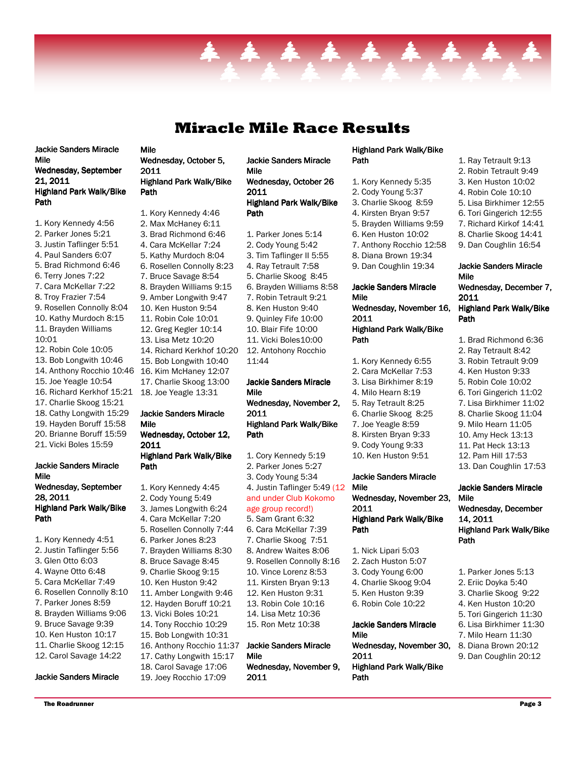# Miracle Mile Race Results

**Jackie Sanders Miracle Mile**
**Wednesday, September 21, 2011**
**Highland Park Walk/Bike Path**

1. Kory Kennedy 4:56
2. Parker Jones 5:21
3. Justin Taflinger 5:51
4. Paul Sanders 6:07
5. Brad Richmond 6:46
6. Terry Jones 7:22
7. Cara McKellar 7:22
8. Troy Frazier 7:54
9. Rosellen Connolly 8:04
10. Kathy Murdoch 8:15
11. Brayden Williams 10:01
12. Robin Cole 10:05
13. Bob Longwith 10:46
14. Anthony Rocchio 10:46
15. Joe Yeagle 10:54
16. Richard Kerkhof 15:21
17. Charlie Skoog 15:21
18. Cathy Longwith 15:29
19. Hayden Boruff 15:58
20. Brianne Boruff 15:59
21. Vicki Boles 15:59

**Jackie Sanders Miracle Mile**
**Wednesday, September 28, 2011**
**Highland Park Walk/Bike Path**

1. Kory Kennedy 4:51
2. Justin Taflinger 5:56
3. Glen Otto 6:03
4. Wayne Otto 6:48
5. Cara McKellar 7:49
6. Rosellen Connolly 8:10
7. Parker Jones 8:59
8. Brayden Williams 9:06
9. Bruce Savage 9:39
10. Ken Huston 10:17
11. Charlie Skoog 12:15
12. Carol Savage 14:22

**Jackie Sanders Miracle Mile**
**Wednesday, October 5, 2011**
**Highland Park Walk/Bike Path**

1. Kory Kennedy 4:46
2. Max McHaney 6:11
3. Brad Richmond 6:46
4. Cara McKellar 7:24
5. Kathy Murdoch 8:04
6. Rosellen Connolly 8:23
7. Bruce Savage 8:54
8. Brayden Williams 9:15
9. Amber Longwith 9:47
10. Ken Huston 9:54
11. Robin Cole 10:01
12. Greg Kegler 10:14
13. Lisa Metz 10:20
14. Richard Kerkhof 10:20
15. Bob Longwith 10:40
16. Kim McHaney 12:07
17. Charlie Skoog 13:00
18. Joe Yeagle 13:31

**Jackie Sanders Miracle Mile**
**Wednesday, October 12, 2011**
**Highland Park Walk/Bike Path**

1. Kory Kennedy 4:45
2. Cody Young 5:49
3. James Longwith 6:24
4. Cara McKellar 7:20
5. Rosellen Connolly 7:44
6. Parker Jones 8:23
7. Brayden Williams 8:30
8. Bruce Savage 8:45
9. Charlie Skoog 9:15
10. Ken Huston 9:42
11. Amber Longwith 9:46
12. Hayden Boruff 10:21
13. Vicki Boles 10:21
14. Tony Rocchio 10:29
15. Bob Longwith 10:31
16. Anthony Rocchio 11:37
17. Cathy Longwith 15:17
18. Carol Savage 17:06
19. Joey Rocchio 17:09

**Jackie Sanders Miracle Mile**
**Wednesday, October 26 2011**
**Highland Park Walk/Bike Path**

1. Parker Jones 5:14
2. Cody Young 5:42
3. Tim Taflinger II 5:55
4. Ray Tetrault 7:58
5. Charlie Skoog 8:45
6. Brayden Williams 8:58
7. Robin Tetrault 9:21
8. Ken Huston 9:40
9. Quinley Fife 10:00
10. Blair Fife 10:00
11. Vicki Boles10:00
12. Antohony Rocchio 11:44

**Jackie Sanders Miracle Mile**
**Wednesday, November 2, 2011**
**Highland Park Walk/Bike Path**

1. Cory Kennedy 5:19
2. Parker Jones 5:27
3. Cody Young 5:34
4. Justin Taflinger 5:49 (12 and under Club Kokomo age group record!)
5. Sam Grant 6:32
6. Cara McKellar 7:39
7. Charlie Skoog 7:51
8. Andrew Waites 8:06
9. Rosellen Connolly 8:16
10. Vince Lorenz 8:53
11. Kirsten Bryan 9:13
12. Ken Huston 9:31
13. Robin Cole 10:16
14. Lisa Metz 10:36
15. Ron Metz 10:38

**Jackie Sanders Miracle Mile**
**Wednesday, November 9, 2011**
**Highland Park Walk/Bike Path**

1. Kory Kennedy 5:35
2. Cody Young 5:37
3. Charlie Skoog 8:59
4. Kirsten Bryan 9:57
5. Brayden Williams 9:59
6. Ken Huston 10:02
7. Anthony Rocchio 12:58
8. Diana Brown 19:34
9. Dan Coughlin 19:34

**Jackie Sanders Miracle Mile**
**Wednesday, November 16, 2011**
**Highland Park Walk/Bike Path**

1. Kory Kennedy 6:55
2. Cara McKellar 7:53
3. Lisa Birkhimer 8:19
4. Milo Hearn 8:19
5. Ray Tetrault 8:25
6. Charlie Skoog 8:25
7. Joe Yeagle 8:59
8. Kirsten Bryan 9:33
9. Cody Young 9:33
10. Ken Huston 9:51

**Jackie Sanders Miracle Mile**
**Wednesday, November 23, 2011**
**Highland Park Walk/Bike Path**

1. Nick Lipari 5:03
2. Zach Huston 5:07
3. Cody Young 6:00
4. Charlie Skoog 9:04
5. Ken Huston 9:39
6. Robin Cole 10:22

**Jackie Sanders Miracle Mile**
**Wednesday, November 30, 2011**
**Highland Park Walk/Bike Path**

1. Ray Tetrault 9:13
2. Robin Tetrault 9:49
3. Ken Huston 10:02
4. Robin Cole 10:10
5. Lisa Birkhimer 12:55
6. Tori Gingerich 12:55
7. Richard Kirkof 14:41
8. Charlie Skoog 14:41
9. Dan Coughlin 16:54

**Jackie Sanders Miracle Mile**
**Wednesday, December 7, 2011**
**Highland Park Walk/Bike Path**

1. Brad Richmond 6:36
2. Ray Tetrault 8:42
3. Robin Tetrault 9:09
4. Ken Huston 9:33
5. Robin Cole 10:02
6. Tori Gingerich 11:02
7. Lisa Birkhimer 11:02
8. Charlie Skoog 11:04
9. Milo Hearn 11:05
10. Amy Heck 13:13
11. Pat Heck 13:13
12. Pam Hill 17:53
13. Dan Coughlin 17:53

**Jackie Sanders Miracle Mile**
**Wednesday, December 14, 2011**
**Highland Park Walk/Bike Path**

1. Parker Jones 5:13
2. Eriic Doyka 5:40
3. Charlie Skoog 9:22
4. Ken Huston 10:20
5. Tori Gingerich 11:30
6. Lisa Birkhimer 11:30
7. Milo Hearn 11:30
8. Diana Brown 20:12
9. Dan Coughlin 20:12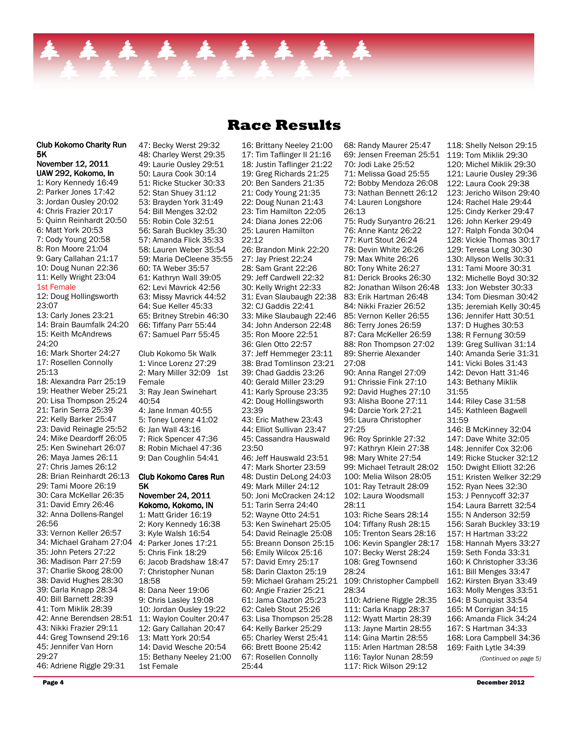# Race Results

**Club Kokomo Charity Run 5K**
**November 12, 2011**
**UAW 292, Kokomo, In**

1: Kory Kennedy 16:49
2: Parker Jones 17:42
3: Jordan Ousley 20:02
4: Chris Frazier 20:17
5: Quinn Reinhardt 20:50
6: Matt York 20:53
7: Cody Young 20:58
8: Ron Moore 21:04
9: Gary Callahan 21:17
10: Doug Nunan 22:36
11: Kelly Wright 23:04
1st Female
12: Doug Hollingsworth 23:07
13: Carly Jones 23:21
14: Brain Baumfalk 24:20
15: Keith McAndrews 24:20
16: Mark Shorter 24:27
17: Rosellen Connolly 25:13
18: Alexandra Parr 25:19
19: Heather Weber 25:21
20: Lisa Thompson 25:24
21: Tarin Serra 25:39
22: Kelly Barker 25:47
23: David Reinagle 25:52
24: Mike Deardorff 26:05
25: Ken Swinehart 26:07
26: Maya James 26:11
27: Chris James 26:12
28: Brian Reinhardt 26:13
29: Tami Moore 26:19
30: Cara McKellar 26:35
31: David Emry 26:46
32: Anna Dollens-Rangel 26:56
33: Vernon Keller 26:57
34: Michael Graham 27:04
35: John Peters 27:22
36: Madison Parr 27:59
37: Charlie Skoog 28:00
38: David Hughes 28:30
39: Carla Knapp 28:34
40: Bill Barnett 28:39
41: Tom Miklik 28:39
42: Anne Berendsen 28:51
43: Nikki Frazier 29:11
44: Greg Townsend 29:16
45: Jennifer Van Horn 29:27
46: Adriene Riggle 29:31
47: Becky Werst 29:32
48: Charley Werst 29:35
49: Laurie Ousley 29:51
50: Laura Cook 30:14
51: Ricke Stucker 30:33
52: Stan Shuey 31:12
53: Brayden York 31:49
54: Bill Menges 32:02
55: Robin Cole 32:51
56: Sarah Buckley 35:30
57: Amanda Flick 35:33
58: Lauren Weber 35:54
59: Maria DeCleene 35:55
60: TA Weber 35:57
61: Kathryn Wall 39:05
62: Levi Mavrick 42:56
63: Missy Mavrick 44:52
64: Sue Keller 45:33
65: Britney Strebin 46:30
66: Tiffany Parr 55:44
67: Samuel Parr 55:45

Club Kokomo 5k Walk

1: Vince Lorenz 27:29
2: Mary Miller 32:09 1st Female
3: Ray Jean Swinehart 40:54
4: Jane Inman 40:55
5: Toney Lorenz 41:02
6: Jan Wall 43:16
7: Rick Spencer 47:36
8: Robin Michael 47:36
9: Dan Coughlin 54:41

**Club Kokomo Cares Run 5K**
**November 24, 2011**
**Kokomo, Kokomo, IN**

1: Matt Grider 16:19
2: Kory Kennedy 16:38
3: Kyle Walsh 16:54
4: Parker Jones 17:21
5: Chris Fink 18:29
6: Jacob Bradshaw 18:47
7: Christopher Nunan 18:58
8: Dana Neer 19:06
9: Chris Lasley 19:08
10: Jordan Ousley 19:22
11: Waylon Coulter 20:47
12: Gary Callahan 20:47
13: Matt York 20:54
14: David Wesche 20:54
15: Bethany Neeley 21:00 1st Female
16: Brittany Neeley 21:00
17: Tim Taflinger II 21:16
18: Justin Taflinger 21:22
19: Greg Richards 21:25
20: Ben Sanders 21:35
21: Cody Young 21:35
22: Doug Nunan 21:43
23: Tim Hamilton 22:05
24: Diana Jones 22:06
25: Lauren Hamilton 22:12
26: Brandon Mink 22:20
27: Jay Priest 22:24
28: Sam Grant 22:26
29: Jeff Cardwell 22:32
30: Kelly Wright 22:33
31: Evan Slaubaugh 22:38
32: CJ Gaddis 22:41
33: Mike Slaubaugh 22:46
34: John Anderson 22:48
35: Ron Moore 22:51
36: Glen Otto 22:57
37: Jeff Hemmeger 23:11
38: Brad Tomlinson 23:21
39: Chad Gaddis 23:26
40: Gerald Miller 23:29
41: Karly Sprouse 23:35
42: Doug Hollingsworth 23:39
43: Eric Mathew 23:43
44: Elliot Sullivan 23:47
45: Cassandra Hauswald 23:50
46: Jeff Hauswald 23:51
47: Mark Shorter 23:59
48: Dustin DeLong 24:03
49: Mark Miller 24:12
50: Joni McCracken 24:12
51: Tarin Serra 24:40
52: Wayne Otto 24:51
53: Ken Swinehart 25:05
54: David Reinagle 25:08
55: Breann Donson 25:15
56: Emily Wilcox 25:16
57: David Emry 25:17
58: Darin Claxton 25:19
59: Michael Graham 25:21
60: Angie Frazier 25:21
61: Jama Clazton 25:23
62: Caleb Stout 25:26
63: Lisa Thompson 25:28
64: Kelly Barker 25:29
65: Charley Werst 25:41
66: Brett Boone 25:42
67: Rosellen Connolly 25:44
68: Randy Maurer 25:47
69: Jensen Freeman 25:51
70: Jodi Lake 25:52
71: Melissa Goad 25:55
72: Bobby Mendoza 26:08
73: Nathan Bennett 26:12
74: Lauren Longshore 26:13
75: Rudy Suryantro 26:21
76: Anne Kantz 26:22
77: Kurt Stout 26:24
78: Devin White 26:26
79: Max White 26:26
80: Tony White 26:27
81: Derick Brooks 26:30
82: Jonathan Wilson 26:48
83: Erik Hartman 26:48
84: Nikki Frazier 26:52
85: Vernon Keller 26:55
86: Terry Jones 26:59
87: Cara McKeller 26:59
88: Ron Thompson 27:02
89: Sherrie Alexander 27:08
90: Anna Rangel 27:09
91: Chrissie Fink 27:10
92: David Hughes 27:10
93: Alisha Boone 27:11
94: Darcie York 27:21
95: Laura Christopher 27:25
96: Roy Sprinkle 27:32
97: Kathryn Klein 27:38
98: Mary White 27:54
99: Michael Tetrault 28:02
100: Melia Wilson 28:05
101: Ray Tetrault 28:09
102: Laura Woodsmall 28:11
103: Riche Sears 28:14
104: Tiffany Rush 28:15
105: Trenton Sears 28:16
106: Kevin Spangler 28:17
107: Becky Werst 28:24
108: Greg Townsend 28:24
109: Christopher Campbell 28:34
110: Adriene Riggle 28:35
111: Carla Knapp 28:37
112: Wyatt Martin 28:39
113: Jayne Martin 28:55
114: Gina Martin 28:55
115: Arlen Hartman 28:58
116: Taylor Nunan 28:59
117: Rick Wilson 29:12
118: Shelly Nelson 29:15
119: Tom Miklik 29:30
120: Michel Miklik 29:30
121: Laurie Ousley 29:36
122: Laura Cook 29:38
123: Jericho Wilson 29:40
124: Rachel Hale 29:44
125: Cindy Kerker 29:47
126: John Kerker 29:49
127: Ralph Fonda 30:04
128: Vickie Thomas 30:17
129: Teresa Long 30:30
130: Allyson Wells 30:31
131: Tami Moore 30:31
132: Michelle Boyd 30:32
133: Jon Webster 30:33
134: Tom Diesman 30:42
135: Jeremiah Kelly 30:45
136: Jennifer Hatt 30:51
137: D Hughes 30:53
138: R Fernung 30:59
139: Greg Sullivan 31:14
140: Amanda Serie 31:31
141: Vicki Boles 31:43
142: Devon Hatt 31:46
143: Bethany Miklik 31:55
144: Riley Case 31:58
145: Kathleen Bagwell 31:59
146: B McKinney 32:04
147: Dave White 32:05
148: Jennifer Cox 32:06
149: Ricke Stucker 32:12
150: Dwight Elliott 32:26
151: Kristen Welker 32:29
152: Ryan Nees 32:30
153: J Pennycoff 32:37
154: Laura Barrett 32:54
155: N Anderson 32:59
156: Sarah Buckley 33:19
157: H Hartman 33:22
158: Hannah Myers 33:27
159: Seth Fonda 33:31
160: K Christopher 33:36
161: Bill Menges 33:47
162: Kirsten Bryan 33:49
163: Molly Menges 33:51
164: B Sunquist 33:54
165: M Corrigan 34:15
166: Amanda Flick 34:24
167: S Hartman 34:33
168: Lora Campbell 34:36
169: Faith Lytle 34:39

*(Continued on page 5)*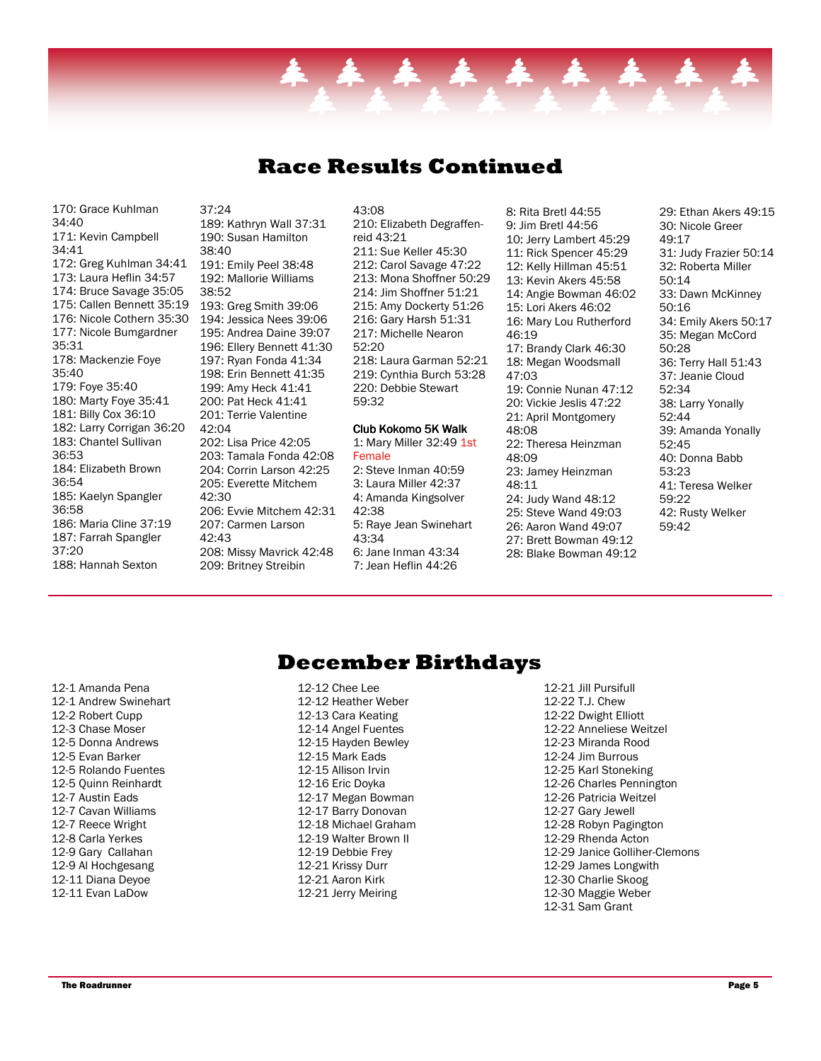## Race Results Continued

170: Grace Kuhlman 34:40
171: Kevin Campbell 34:41
172: Greg Kuhlman 34:41
173: Laura Heflin 34:57
174: Bruce Savage 35:05
175: Callen Bennett 35:19
176: Nicole Cothern 35:30
177: Nicole Bumgardner 35:31
178: Mackenzie Foye 35:40
179: Foye 35:40
180: Marty Foye 35:41
181: Billy Cox 36:10
182: Larry Corrigan 36:20
183: Chantel Sullivan 36:53
184: Elizabeth Brown 36:54
185: Kaelyn Spangler 36:58
186: Maria Cline 37:19
187: Farrah Spangler 37:20
188: Hannah Sexton 37:24
189: Kathryn Wall 37:31
190: Susan Hamilton 38:40
191: Emily Peel 38:48
192: Mallorie Williams 38:52
193: Greg Smith 39:06
194: Jessica Nees 39:06
195: Andrea Daine 39:07
196: Ellery Bennett 41:30
197: Ryan Fonda 41:34
198: Erin Bennett 41:35
199: Amy Heck 41:41
200: Pat Heck 41:41
201: Terrie Valentine 42:04
202: Lisa Price 42:05
203: Tamala Fonda 42:08
204: Corrin Larson 42:25
205: Everette Mitchem 42:30
206: Evvie Mitchem 42:31
207: Carmen Larson 42:43
208: Missy Mavrick 42:48
209: Britney Streibin 43:08
210: Elizabeth Degraffen-reid 43:21
211: Sue Keller 45:30
212: Carol Savage 47:22
213: Mona Shoffner 50:29
214: Jim Shoffner 51:21
215: Amy Dockery 51:26
216: Gary Harsh 51:31
217: Michelle Nearon 52:20
218: Laura Garman 52:21
219: Cynthia Burch 53:28
220: Debbie Stewart 59:32

**Club Kokomo 5K Walk**

1: Mary Miller 32:49 1st Female
2: Steve Inman 40:59
3: Laura Miller 42:37
4: Amanda Kingsolver 42:38
5: Raye Jean Swinehart 43:34
6: Jane Inman 43:34
7: Jean Heflin 44:26
8: Rita Bretl 44:55
9: Jim Bretl 44:56
10: Jerry Lambert 45:29
11: Rick Spencer 45:29
12: Kelly Hillman 45:51
13: Kevin Akers 45:58
14: Angie Bowman 46:02
15: Lori Akers 46:02
16: Mary Lou Rutherford 46:19
17: Brandy Clark 46:30
18: Megan Woodsmall 47:03
19: Connie Nunan 47:12
20: Vickie Jeslis 47:22
21: April Montgomery 48:08
22: Theresa Heinzman 48:09
23: Jamey Heinzman 48:11
24: Judy Wand 48:12
25: Steve Wand 49:03
26: Aaron Wand 49:07
27: Brett Bowman 49:12
28: Blake Bowman 49:12
29: Ethan Akers 49:15
30: Nicole Greer 49:17
31: Judy Frazier 50:14
32: Roberta Miller 50:14
33: Dawn McKinney 50:16
34: Emily Akers 50:17
35: Megan McCord 50:28
36: Terry Hall 51:43
37: Jeanie Cloud 52:34
38: Larry Yonally 52:44
39: Amanda Yonally 52:45
40: Donna Babb 53:23
41: Teresa Welker 59:22
42: Rusty Welker 59:42

## December Birthdays

12-1 Amanda Pena
12-1 Andrew Swinehart
12-2 Robert Cupp
12-3 Chase Moser
12-5 Donna Andrews
12-5 Evan Barker
12-5 Rolando Fuentes
12-5 Quinn Reinhardt
12-7 Austin Eads
12-7 Cavan Williams
12-7 Reece Wright
12-8 Carla Yerkes
12-9 Gary Callahan
12-9 Al Hochgesang
12-11 Diana Deyoe
12-11 Evan LaDow
12-12 Chee Lee
12-12 Heather Weber
12-13 Cara Keating
12-14 Angel Fuentes
12-15 Hayden Bewley
12-15 Mark Eads
12-15 Allison Irvin
12-16 Eric Doyka
12-17 Megan Bowman
12-17 Barry Donovan
12-18 Michael Graham
12-19 Walter Brown II
12-19 Debbie Frey
12-21 Krissy Durr
12-21 Aaron Kirk
12-21 Jerry Meiring
12-21 Jill Pursifull
12-22 T.J. Chew
12-22 Dwight Elliott
12-22 Anneliese Weitzel
12-23 Miranda Rood
12-24 Jim Burrous
12-25 Karl Stoneking
12-26 Charles Pennington
12-26 Patricia Weitzel
12-27 Gary Jewell
12-28 Robyn Pagington
12-29 Rhenda Acton
12-29 Janice Golliher-Clemons
12-29 James Longwith
12-30 Charlie Skoog
12-30 Maggie Weber
12-31 Sam Grant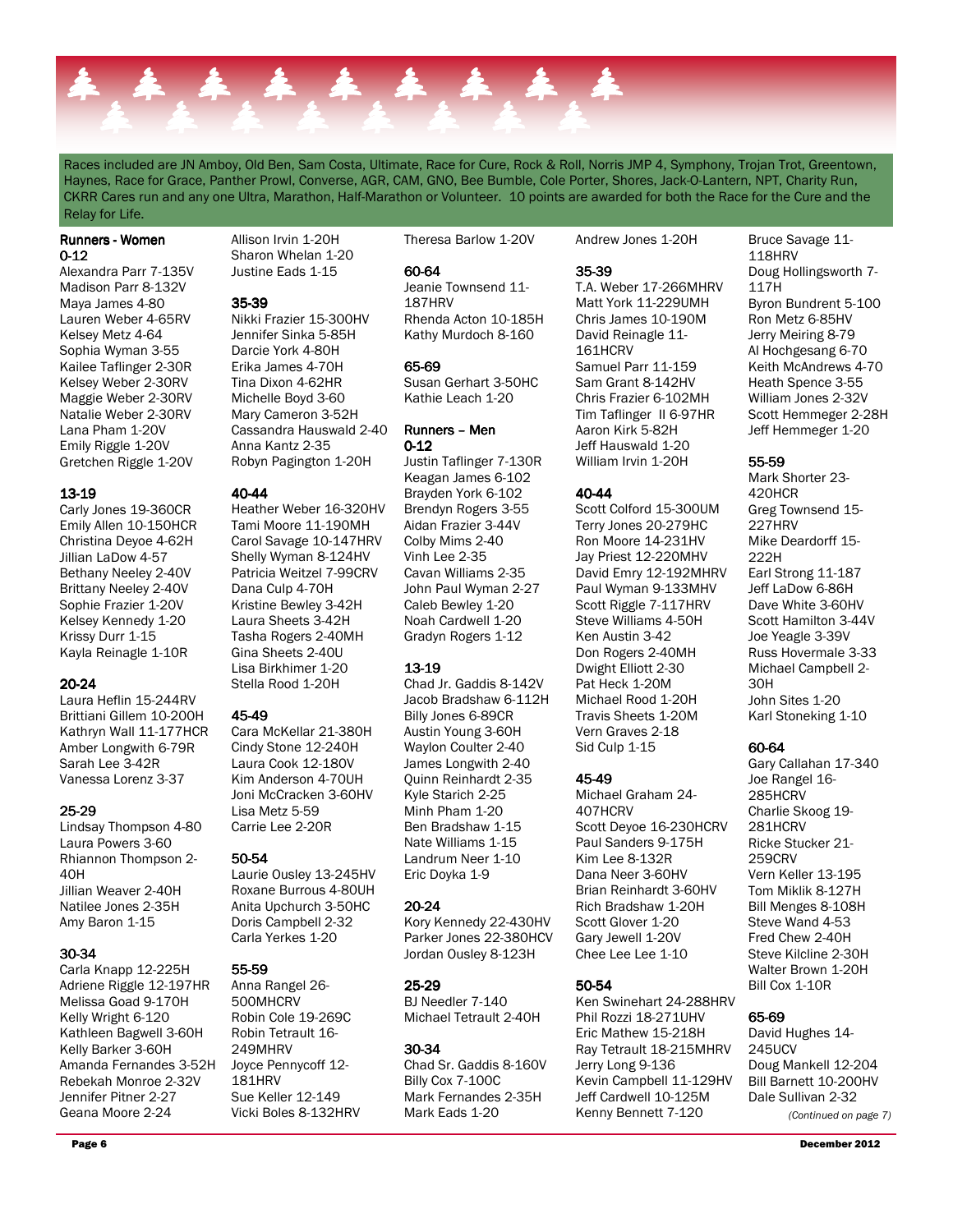Races included are JN Amboy, Old Ben, Sam Costa, Ultimate, Race for Cure, Rock & Roll, Norris JMP 4, Symphony, Trojan Trot, Greentown, Haynes, Race for Grace, Panther Prowl, Converse, AGR, CAM, GNO, Bee Bumble, Cole Porter, Shores, Jack-O-Lantern, NPT, Charity Run, CKRR Cares run and any one Ultra, Marathon, Half-Marathon or Volunteer. 10 points are awarded for both the Race for the Cure and the Relay for Life.

## Runners - Women

### 0-12

Alexandra Parr 7-135V
Madison Parr 8-132V
Maya James 4-80
Lauren Weber 4-65RV
Kelsey Metz 4-64
Sophia Wyman 3-55
Kailee Taflinger 2-30R
Kelsey Weber 2-30RV
Maggie Weber 2-30RV
Natalie Weber 2-30RV
Lana Pham 1-20V
Emily Riggle 1-20V
Gretchen Riggle 1-20V

### 13-19

Carly Jones 19-360CR
Emily Allen 10-150HCR
Christina Deyoe 4-62H
Jillian LaDow 4-57
Bethany Neeley 2-40V
Brittany Neeley 2-40V
Sophie Frazier 1-20V
Kelsey Kennedy 1-20
Krissy Durr 1-15
Kayla Reinagle 1-10R

### 20-24

Laura Heflin 15-244RV
Brittiani Gillem 10-200H
Kathryn Wall 11-177HCR
Amber Longwith 6-79R
Sarah Lee 3-42R
Vanessa Lorenz 3-37

### 25-29

Lindsay Thompson 4-80
Laura Powers 3-60
Rhiannon Thompson 2-40H
Jillian Weaver 2-40H
Natilee Jones 2-35H
Amy Baron 1-15

### 30-34

Carla Knapp 12-225H
Adriene Riggle 12-197HR
Melissa Goad 9-170H
Kelly Wright 6-120
Kathleen Bagwell 3-60H
Kelly Barker 3-60H
Amanda Fernandes 3-52H
Rebekah Monroe 2-32V
Jennifer Pitner 2-27
Geana Moore 2-24
Allison Irvin 1-20H
Sharon Whelan 1-20
Justine Eads 1-15

### 35-39

Nikki Frazier 15-300HV
Jennifer Sinka 5-85H
Darcie York 4-80H
Erika James 4-70H
Tina Dixon 4-62HR
Michelle Boyd 3-60
Mary Cameron 3-52H
Cassandra Hauswald 2-40
Anna Kantz 2-35
Robyn Pagington 1-20H

### 40-44

Heather Weber 16-320HV
Tami Moore 11-190MH
Carol Savage 10-147HRV
Shelly Wyman 8-124HV
Patricia Weitzel 7-99CRV
Dana Culp 4-70H
Kristine Bewley 3-42H
Laura Sheets 3-42H
Tasha Rogers 2-40MH
Gina Sheets 2-40U
Lisa Birkhimer 1-20
Stella Rood 1-20H

### 45-49

Cara McKellar 21-380H
Cindy Stone 12-240H
Laura Cook 12-180V
Kim Anderson 4-70UH
Joni McCracken 3-60HV
Lisa Metz 5-59
Carrie Lee 2-20R

### 50-54

Laurie Ousley 13-245HV
Roxane Burrous 4-80UH
Anita Upchurch 3-50HC
Doris Campbell 2-32
Carla Yerkes 1-20

### 55-59

Anna Rangel 26-500MHCRV
Robin Cole 19-269C
Robin Tetrault 16-249MHRV
Joyce Pennycoff 12-181HRV
Sue Keller 12-149
Vicki Boles 8-132HRV
Theresa Barlow 1-20V

### 60-64

Jeanie Townsend 11-187HRV
Rhenda Acton 10-185H
Kathy Murdoch 8-160

### 65-69

Susan Gerhart 3-50HC
Kathie Leach 1-20

## Runners – Men

### 0-12

Justin Taflinger 7-130R
Keagan James 6-102
Brayden York 6-102
Brendyn Rogers 3-55
Aidan Frazier 3-44V
Colby Mims 2-40
Vinh Lee 2-35
Cavan Williams 2-35
John Paul Wyman 2-27
Caleb Bewley 1-20
Noah Cardwell 1-20
Gradyn Rogers 1-12

### 13-19

Chad Jr. Gaddis 8-142V
Jacob Bradshaw 6-112H
Billy Jones 6-89CR
Austin Young 3-60H
Waylon Coulter 2-40
James Longwith 2-40
Quinn Reinhardt 2-35
Kyle Starich 2-25
Minh Pham 1-20
Ben Bradshaw 1-15
Nate Williams 1-15
Landrum Neer 1-10
Eric Doyka 1-9

### 20-24

Kory Kennedy 22-430HV
Parker Jones 22-380HCV
Jordan Ousley 8-123H

### 25-29

BJ Needler 7-140
Michael Tetrault 2-40H

### 30-34

Chad Sr. Gaddis 8-160V
Billy Cox 7-100C
Mark Fernandes 2-35H
Mark Eads 1-20
Andrew Jones 1-20H

### 35-39

T.A. Weber 17-266MHRV
Matt York 11-229UMH
Chris James 10-190M
David Reinagle 11-161HCRV
Samuel Parr 11-159
Sam Grant 8-142HV
Chris Frazier 6-102MH
Tim Taflinger II 6-97HR
Aaron Kirk 5-82H
Jeff Hauswald 1-20
William Irvin 1-20H

### 40-44

Scott Colford 15-300UM
Terry Jones 20-279HC
Ron Moore 14-231HV
Jay Priest 12-220MHV
David Emry 12-192MHRV
Paul Wyman 9-133MHV
Scott Riggle 7-117HRV
Steve Williams 4-50H
Ken Austin 3-42
Don Rogers 2-40MH
Dwight Elliott 2-30
Pat Heck 1-20M
Michael Rood 1-20H
Travis Sheets 1-20M
Vern Graves 2-18
Sid Culp 1-15

### 45-49

Michael Graham 24-407HCRV
Scott Deyoe 16-230HCRV
Paul Sanders 9-175H
Kim Lee 8-132R
Dana Neer 3-60HV
Brian Reinhardt 3-60HV
Rich Bradshaw 1-20H
Scott Glover 1-20
Gary Jewell 1-20V
Chee Lee Lee 1-10

### 50-54

Ken Swinehart 24-288HRV
Phil Rozzi 18-271UHV
Eric Mathew 15-218H
Ray Tetrault 18-215MHRV
Jerry Long 9-136
Kevin Campbell 11-129HV
Jeff Cardwell 10-125M
Kenny Bennett 7-120
Bruce Savage 11-118HRV
Doug Hollingsworth 7-117H
Byron Bundrent 5-100
Ron Metz 6-85HV
Jerry Meiring 8-79
Al Hochgesang 6-70
Keith McAndrews 4-70
Heath Spence 3-55
William Jones 2-32V
Scott Hemmeger 2-28H
Jeff Hemmeger 1-20

### 55-59

Mark Shorter 23-420HCR
Greg Townsend 15-227HRV
Mike Deardorff 15-222H
Earl Strong 11-187
Jeff LaDow 6-86H
Dave White 3-60HV
Scott Hamilton 3-44V
Joe Yeagle 3-39V
Russ Hovermale 3-33
Michael Campbell 2-30H
John Sites 1-20
Karl Stoneking 1-10

### 60-64

Gary Callahan 17-340
Joe Rangel 16-285HCRV
Charlie Skoog 19-281HCRV
Ricke Stucker 21-259CRV
Vern Keller 13-195
Tom Miklik 8-127H
Bill Menges 8-108H
Steve Wand 4-53
Fred Chew 2-40H
Steve Kilcline 2-30H
Walter Brown 1-20H
Bill Cox 1-10R

### 65-69

David Hughes 14-245UCV
Doug Mankell 12-204
Bill Barnett 10-200HV
Dale Sullivan 2-32

*(Continued on page 7)*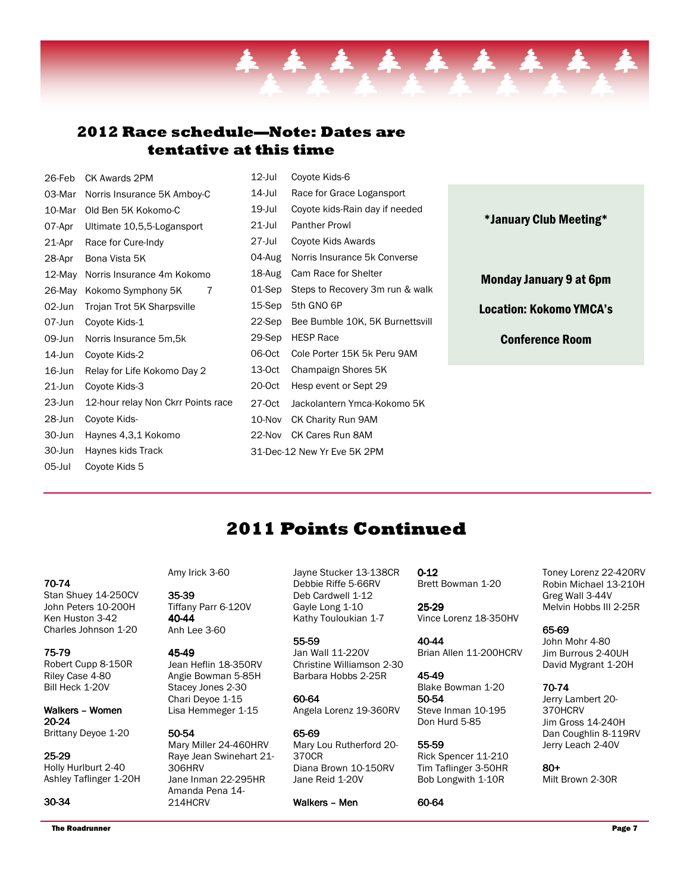## 2012 Race schedule—Note: Dates are tentative at this time

| | |
|---|---|
| 26-Feb | CK Awards 2PM |
| 03-Mar | Norris Insurance 5K Amboy-C |
| 10-Mar | Old Ben 5K Kokomo-C |
| 07-Apr | Ultimate 10,5,5-Logansport |
| 21-Apr | Race for Cure-Indy |
| 28-Apr | Bona Vista 5K |
| 12-May | Norris Insurance 4m Kokomo |
| 26-May | Kokomo Symphony 5K 7 |
| 02-Jun | Trojan Trot 5K Sharpsville |
| 07-Jun | Coyote Kids-1 |
| 09-Jun | Norris Insurance 5m,5k |
| 14-Jun | Coyote Kids-2 |
| 16-Jun | Relay for Life Kokomo Day 2 |
| 21-Jun | Coyote Kids-3 |
| 23-Jun | 12-hour relay Non Ckrr Points race |
| 28-Jun | Coyote Kids- |
| 30-Jun | Haynes 4,3,1 Kokomo |
| 30-Jun | Haynes kids Track |
| 05-Jul | Coyote Kids 5 |
| 12-Jul | Coyote Kids-6 |
| 14-Jul | Race for Grace Logansport |
| 19-Jul | Coyote kids-Rain day if needed |
| 21-Jul | Panther Prowl |
| 27-Jul | Coyote Kids Awards |
| 04-Aug | Norris Insurance 5k Converse |
| 18-Aug | Cam Race for Shelter |
| 01-Sep | Steps to Recovery 3m run & walk |
| 15-Sep | 5th GNO 6P |
| 22-Sep | Bee Bumble 10K, 5K Burnettsvill |
| 29-Sep | HESP Race |
| 06-Oct | Cole Porter 15K 5k Peru 9AM |
| 13-Oct | Champaign Shores 5K |
| 20-Oct | Hesp event or Sept 29 |
| 27-Oct | Jackolantern Ymca-Kokomo 5K |
| 10-Nov | CK Charity Run 9AM |
| 22-Nov | CK Cares Run 8AM |
| 31-Dec-12 | New Yr Eve 5K 2PM |

**\*January Club Meeting\***

**Monday January 9 at 6pm**

**Location: Kokomo YMCA's**

**Conference Room**

## 2011 Points Continued

**70-74**
Stan Shuey 14-250CV
John Peters 10-200H
Ken Huston 3-42
Charles Johnson 1-20

**75-79**
Robert Cupp 8-150R
Riley Case 4-80
Bill Heck 1-20V

**Walkers – Women**
**20-24**
Brittany Deyoe 1-20

**25-29**
Holly Hurlburt 2-40
Ashley Taflinger 1-20H

**30-34**
Amy Irick 3-60

**35-39**
Tiffany Parr 6-120V
**40-44**
Anh Lee 3-60

**45-49**
Jean Heflin 18-350RV
Angie Bowman 5-85H
Stacey Jones 2-30
Chari Deyoe 1-15
Lisa Hemmeger 1-15

**50-54**
Mary Miller 24-460HRV
Raye Jean Swinehart 21-306HRV
Jane Inman 22-295HR
Amanda Pena 14-214HCRV
Jayne Stucker 13-138CR
Debbie Riffe 5-66RV
Deb Cardwell 1-12
Gayle Long 1-10
Kathy Touloukian 1-7

**55-59**
Jan Wall 11-220V
Christine Williamson 2-30
Barbara Hobbs 2-25R

**60-64**
Angela Lorenz 19-360RV

**65-69**
Mary Lou Rutherford 20-370CR
Diana Brown 10-150RV
Jane Reid 1-20V

**Walkers – Men**

**0-12**
Brett Bowman 1-20

**25-29**
Vince Lorenz 18-350HV

**40-44**
Brian Allen 11-200HCRV

**45-49**
Blake Bowman 1-20
**50-54**
Steve Inman 10-195
Don Hurd 5-85

**55-59**
Rick Spencer 11-210
Tim Taflinger 3-50HR
Bob Longwith 1-10R

**60-64**
Toney Lorenz 22-420RV
Robin Michael 13-210H
Greg Wall 3-44V
Melvin Hobbs III 2-25R

**65-69**
John Mohr 4-80
Jim Burrous 2-40UH
David Mygrant 1-20H

**70-74**
Jerry Lambert 20-370HCRV
Jim Gross 14-240H
Dan Coughlin 8-119RV
Jerry Leach 2-40V

**80+**
Milt Brown 2-30R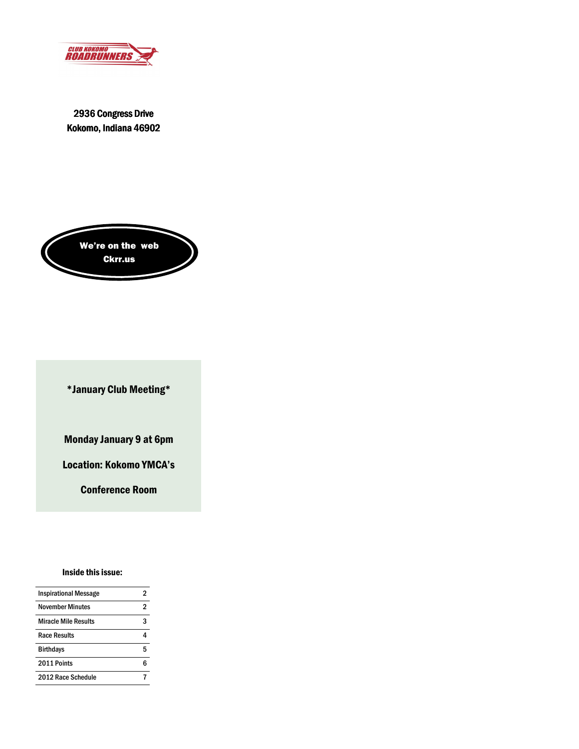CLUB KOKOMO ROADRUNNERS

2936 Congress Drive
Kokomo, Indiana 46902

**We're on the web**
**Ckrr.us**

## *January Club Meeting*

**Monday January 9 at 6pm**

**Location: Kokomo YMCA's**

**Conference Room**

**Inside this issue:**

| | |
|---|---|
| Inspirational Message | 2 |
| November Minutes | 2 |
| Miracle Mile Results | 3 |
| Race Results | 4 |
| Birthdays | 5 |
| 2011 Points | 6 |
| 2012 Race Schedule | 7 |